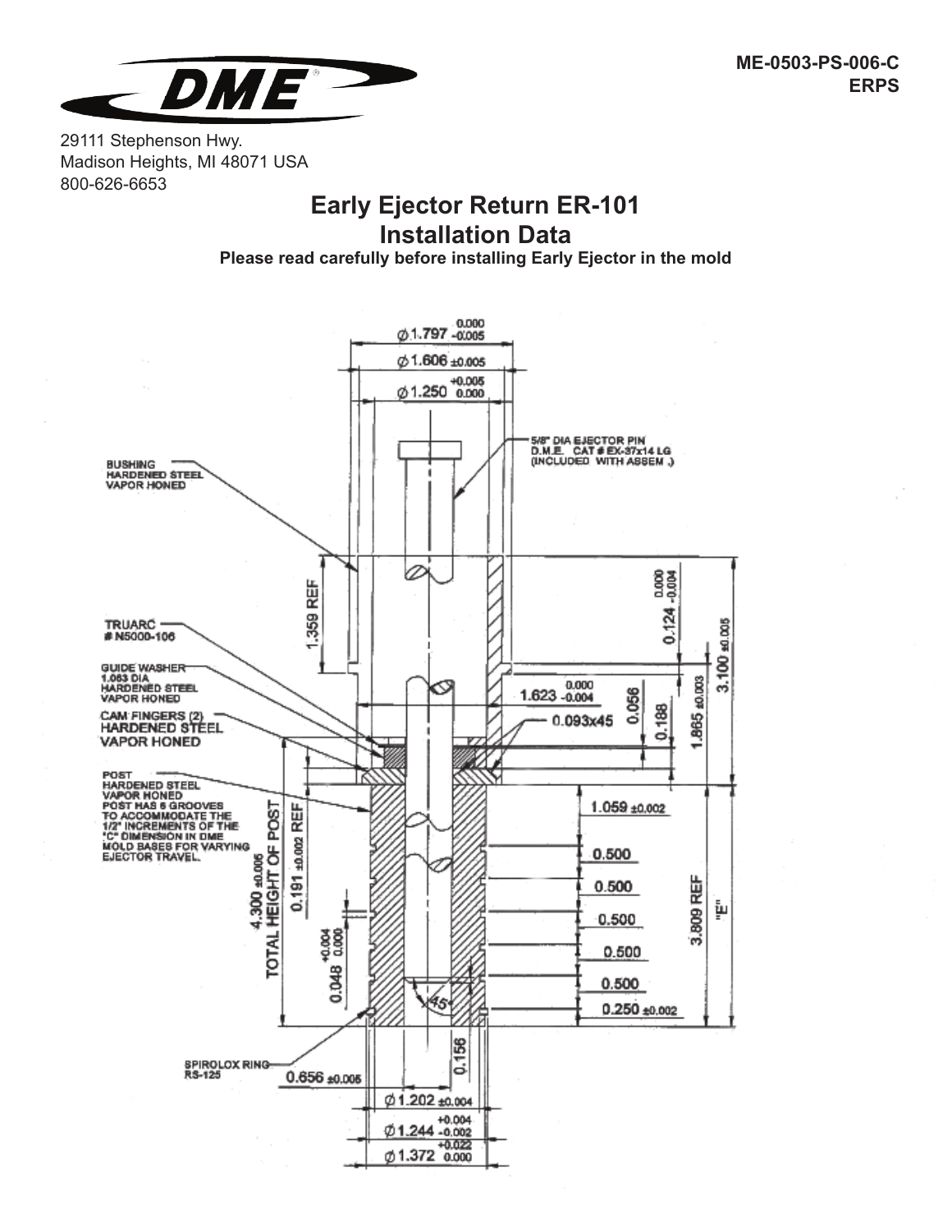29111 Stephenson Hwy.
Madison Heights, MI 48071 USA
800-626-6653

ME-0503-PS-006-C
ERPS

# Early Ejector Return ER-101
# Installation Data

**Please read carefully before installing Early Ejector in the mold**

Ø1.797 $^{0.000}_{-0.005}$

Ø1.606 ±0.005

Ø1.250 $^{+0.005}_{0.000}$

5/8" DIA EJECTOR PIN D.M.E. CAT # EX-37x14 LG (INCLUDED WITH ASSEM.)

BUSHING HARDENED STEEL VAPOR HONED

1.359 REF

0.124 $^{0.000}_{-0.004}$

3.100 ±0.005

TRUARC # N5000-106

GUIDE WASHER 1.063 DIA HARDENED STEEL VAPOR HONED

1.623 $^{0.000}_{-0.004}$

0.056

0.188

1.865 ±0.003

0.093x45

CAM FINGERS (2) HARDENED STEEL VAPOR HONED

POST HARDENED STEEL VAPOR HONED POST HAS 6 GROOVES TO ACCOMMODATE THE 1/2" INCREMENTS OF THE "C" DIMENSION IN DME MOLD BASES FOR VARYING EJECTOR TRAVEL.

TOTAL HEIGHT OF POST 4.300 ±0.005

0.191 ±0.002 REF

0.048 $^{+0.004}_{0.000}$

1.059 ±0.002

0.500

0.500

0.500

0.500

0.500

0.250 ±0.002

3.809 REF

"E"

45°

SPIROLOX RING RS-125

0.656 ±0.005

0.156

Ø1.202 ±0.004

Ø1.244 $^{+0.004}_{-0.002}$

Ø1.372 $^{+0.022}_{0.000}$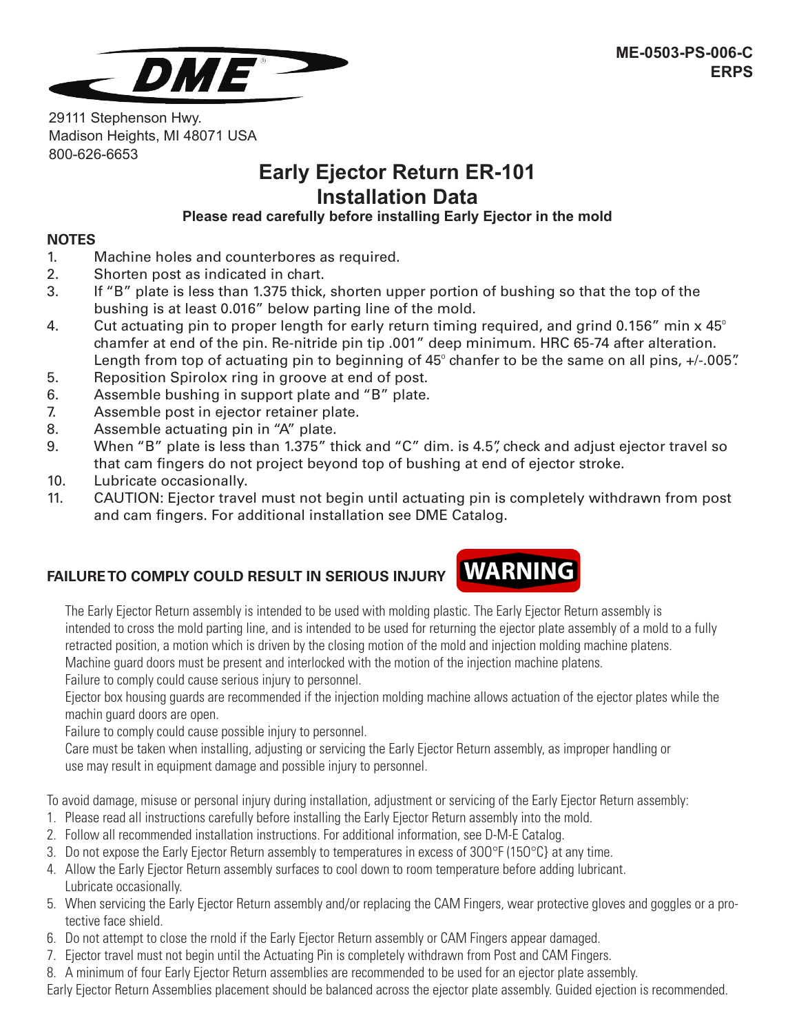ME-0503-PS-006-C
ERPS

29111 Stephenson Hwy.
Madison Heights, MI 48071 USA
800-626-6653

# Early Ejector Return ER-101
# Installation Data

**Please read carefully before installing Early Ejector in the mold**

**NOTES**

1. Machine holes and counterbores as required.
2. Shorten post as indicated in chart.
3. If "B" plate is less than 1.375 thick, shorten upper portion of bushing so that the top of the bushing is at least 0.016" below parting line of the mold.
4. Cut actuating pin to proper length for early return timing required, and grind 0.156" min x 45° chamfer at end of the pin. Re-nitride pin tip .001" deep minimum. HRC 65-74 after alteration. Length from top of actuating pin to beginning of 45° chamfer to be the same on all pins, +/-.005".
5. Reposition Spirolox ring in groove at end of post.
6. Assemble bushing in support plate and "B" plate.
7. Assemble post in ejector retainer plate.
8. Assemble actuating pin in "A" plate.
9. When "B" plate is less than 1.375" thick and "C" dim. is 4.5", check and adjust ejector travel so that cam fingers do not project beyond top of bushing at end of ejector stroke.
10. Lubricate occasionally.
11. CAUTION: Ejector travel must not begin until actuating pin is completely withdrawn from post and cam fingers. For additional installation see DME Catalog.

**FAILURE TO COMPLY COULD RESULT IN SERIOUS INJURY** **WARNING**

The Early Ejector Return assembly is intended to be used with molding plastic. The Early Ejector Return assembly is intended to cross the mold parting line, and is intended to be used for returning the ejector plate assembly of a mold to a fully retracted position, a motion which is driven by the closing motion of the mold and injection molding machine platens. Machine guard doors must be present and interlocked with the motion of the injection machine platens.
Failure to comply could cause serious injury to personnel.
Ejector box housing guards are recommended if the injection molding machine allows actuation of the ejector plates while the machin guard doors are open.
Failure to comply could cause possible injury to personnel.
Care must be taken when installing, adjusting or servicing the Early Ejector Return assembly, as improper handling or use may result in equipment damage and possible injury to personnel.

To avoid damage, misuse or personal injury during installation, adjustment or servicing of the Early Ejector Return assembly:

1. Please read all instructions carefully before installing the Early Ejector Return assembly into the mold.
2. Follow all recommended installation instructions. For additional information, see D-M-E Catalog.
3. Do not expose the Early Ejector Return assembly to temperatures in excess of 300°F (150°C} at any time.
4. Allow the Early Ejector Return assembly surfaces to cool down to room temperature before adding lubricant. Lubricate occasionally.
5. When servicing the Early Ejector Return assembly and/or replacing the CAM Fingers, wear protective gloves and goggles or a protective face shield.
6. Do not attempt to close the rnold if the Early Ejector Return assembly or CAM Fingers appear damaged.
7. Ejector travel must not begin until the Actuating Pin is completely withdrawn from Post and CAM Fingers.
8. A minimum of four Early Ejector Return assemblies are recommended to be used for an ejector plate assembly.

Early Ejector Return Assemblies placement should be balanced across the ejector plate assembly. Guided ejection is recommended.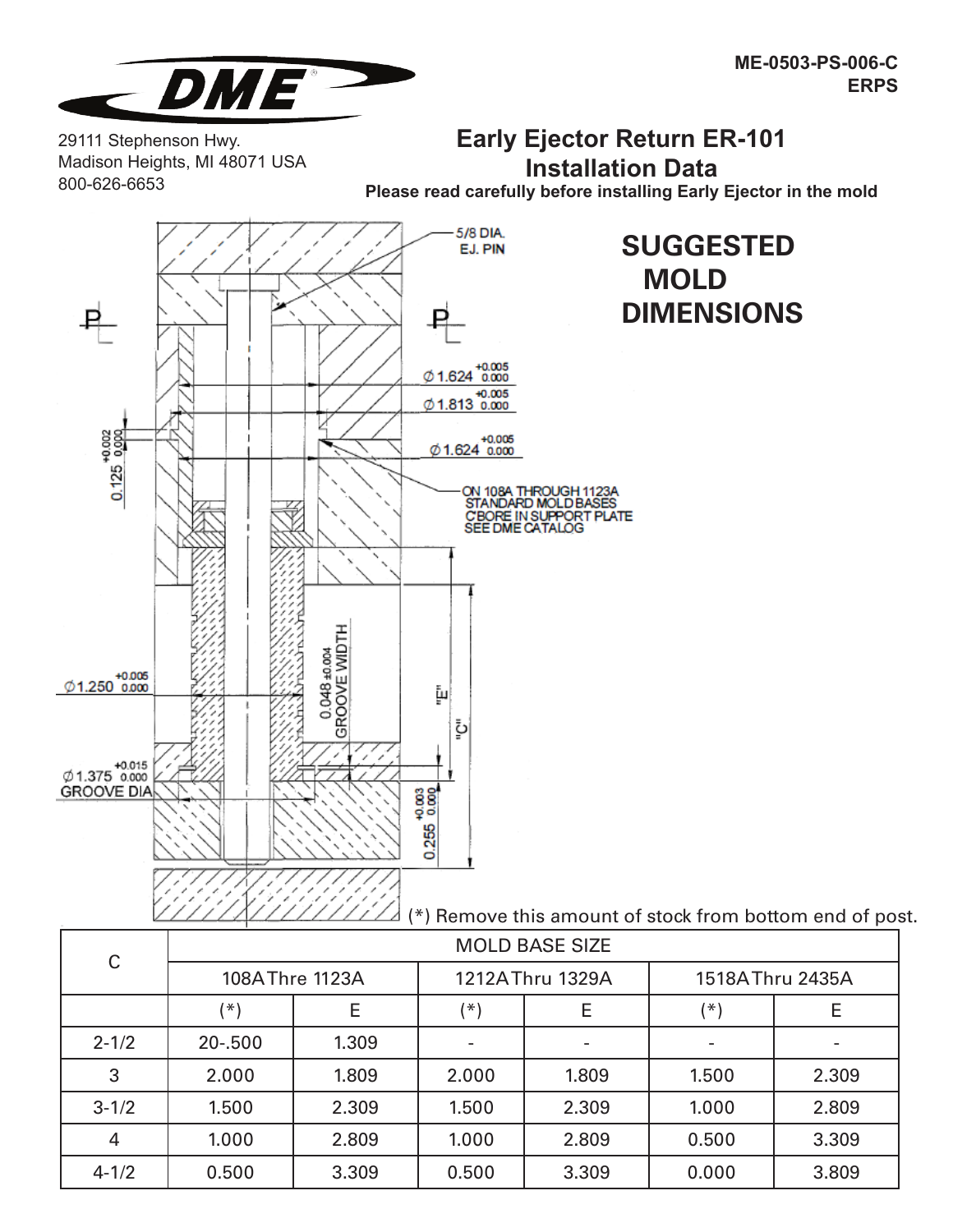**ME-0503-PS-006-C**
**ERPS**

29111 Stephenson Hwy.
Madison Heights, MI 48071 USA
800-626-6653

# Early Ejector Return ER-101 Installation Data

**Please read carefully before installing Early Ejector in the mold**

## SUGGESTED MOLD DIMENSIONS

5/8 DIA. EJ. PIN

P

P

Ø1.624 +0.005 / 0.000

Ø1.813 +0.005 / 0.000

Ø1.624 +0.005 / 0.000

0.125 +0.002 / 0.000

ON 108A THROUGH 1123A STANDARD MOLD BASES C'BORE IN SUPPORT PLATE SEE DME CATALOG

Ø1.250 +0.005 / 0.000

0.048 ±0.004 GROOVE WIDTH

"E"

"C"

Ø1.375 +0.015 / 0.000 GROOVE DIA

0.255 +0.003 / 0.000

(*) Remove this amount of stock from bottom end of post.

| C | MOLD BASE SIZE | | | | | |
|---|---|---|---|---|---|---|
| | 108AThre 1123A | | 1212AThru 1329A | | 1518AThru 2435A | |
| | (*) | E | (*) | E | (*) | E |
| 2-1/2 | 20-.500 | 1.309 | - | - | - | - |
| 3 | 2.000 | 1.809 | 2.000 | 1.809 | 1.500 | 2.309 |
| 3-1/2 | 1.500 | 2.309 | 1.500 | 2.309 | 1.000 | 2.809 |
| 4 | 1.000 | 2.809 | 1.000 | 2.809 | 0.500 | 3.309 |
| 4-1/2 | 0.500 | 3.309 | 0.500 | 3.309 | 0.000 | 3.809 |